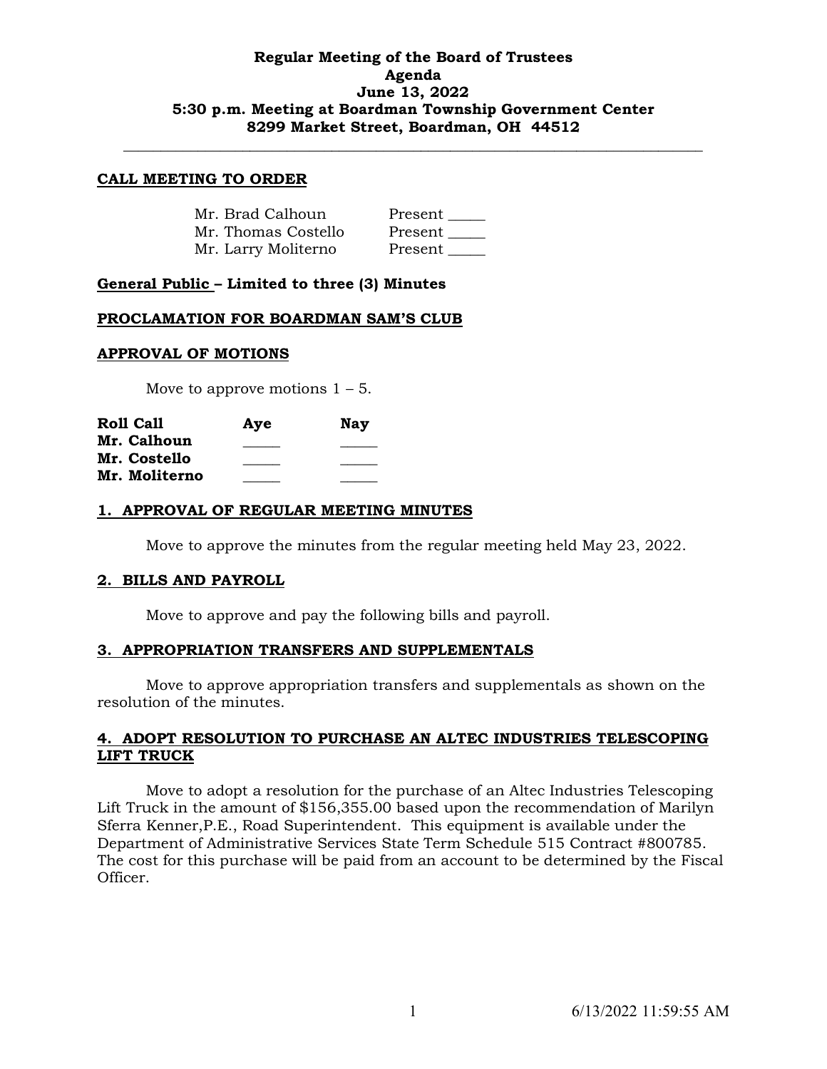**Regular Meeting of the Board of Trustees**
**Agenda**
**June 13, 2022**
**5:30 p.m. Meeting at Boardman Township Government Center**
**8299 Market Street, Boardman, OH 44512**

---

## CALL MEETING TO ORDER

| | |
|---|---|
| Mr. Brad Calhoun | Present _____ |
| Mr. Thomas Costello | Present _____ |
| Mr. Larry Moliterno | Present _____ |

## General Public – Limited to three (3) Minutes

## PROCLAMATION FOR BOARDMAN SAM'S CLUB

## APPROVAL OF MOTIONS

Move to approve motions 1 – 5.

| **Roll Call** | **Aye** | **Nay** |
|---|---|---|
| **Mr. Calhoun** | _____ | _____ |
| **Mr. Costello** | _____ | _____ |
| **Mr. Moliterno** | _____ | _____ |

## 1. APPROVAL OF REGULAR MEETING MINUTES

Move to approve the minutes from the regular meeting held May 23, 2022.

## 2. BILLS AND PAYROLL

Move to approve and pay the following bills and payroll.

## 3. APPROPRIATION TRANSFERS AND SUPPLEMENTALS

Move to approve appropriation transfers and supplementals as shown on the resolution of the minutes.

## 4. ADOPT RESOLUTION TO PURCHASE AN ALTEC INDUSTRIES TELESCOPING LIFT TRUCK

Move to adopt a resolution for the purchase of an Altec Industries Telescoping Lift Truck in the amount of $156,355.00 based upon the recommendation of Marilyn Sferra Kenner,P.E., Road Superintendent. This equipment is available under the Department of Administrative Services State Term Schedule 515 Contract #800785. The cost for this purchase will be paid from an account to be determined by the Fiscal Officer.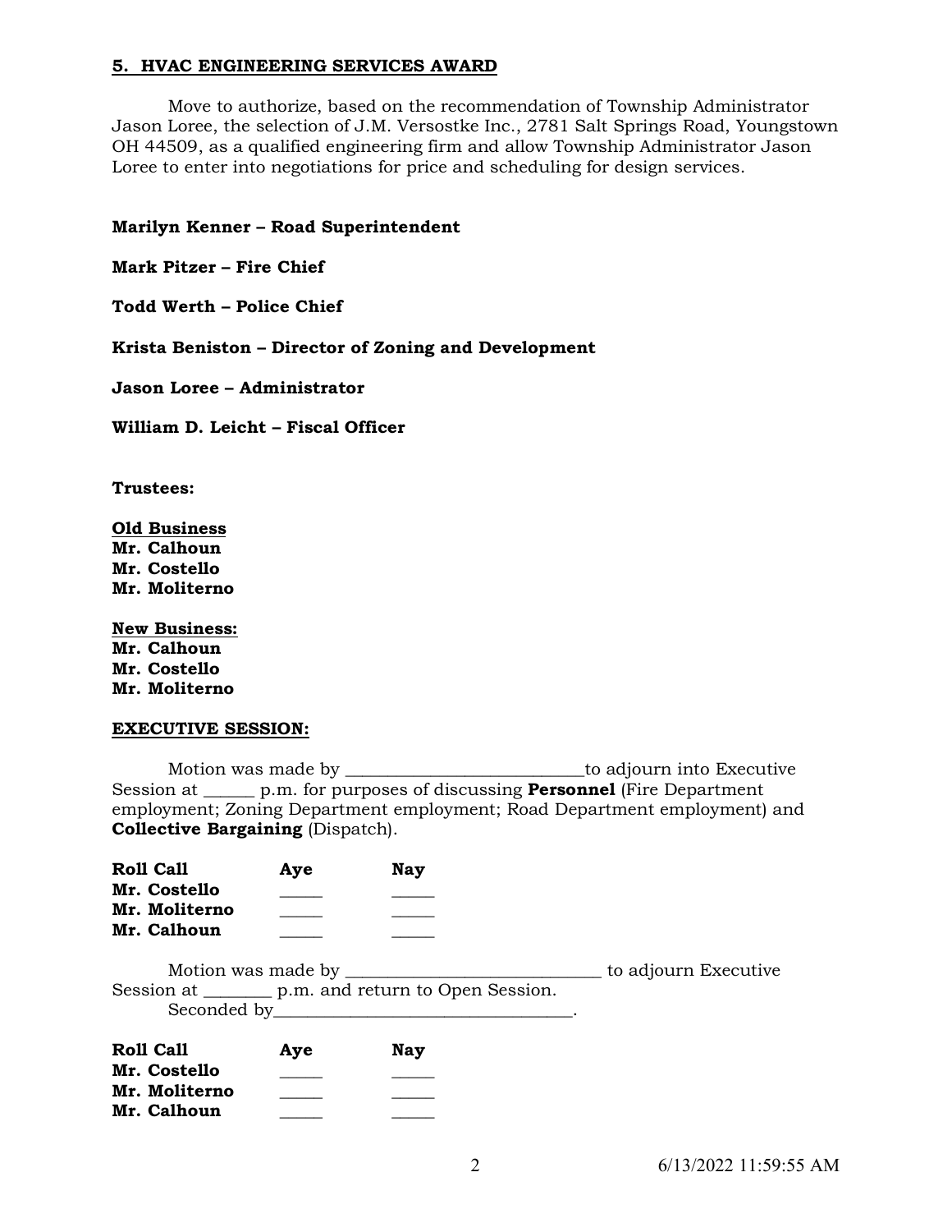**5. HVAC ENGINEERING SERVICES AWARD**

Move to authorize, based on the recommendation of Township Administrator Jason Loree, the selection of J.M. Versostke Inc., 2781 Salt Springs Road, Youngstown OH 44509, as a qualified engineering firm and allow Township Administrator Jason Loree to enter into negotiations for price and scheduling for design services.

**Marilyn Kenner – Road Superintendent**

**Mark Pitzer – Fire Chief**

**Todd Werth – Police Chief**

**Krista Beniston – Director of Zoning and Development**

**Jason Loree – Administrator**

**William D. Leicht – Fiscal Officer**

**Trustees:**

**Old Business**
**Mr. Calhoun**
**Mr. Costello**
**Mr. Moliterno**

**New Business:**
**Mr. Calhoun**
**Mr. Costello**
**Mr. Moliterno**

**EXECUTIVE SESSION:**

Motion was made by ___________________________to adjourn into Executive Session at ______ p.m. for purposes of discussing **Personnel** (Fire Department employment; Zoning Department employment; Road Department employment) and **Collective Bargaining** (Dispatch).

| **Roll Call** | **Aye** | **Nay** |
|---|---|---|
| **Mr. Costello** | _____ | _____ |
| **Mr. Moliterno** | _____ | _____ |
| **Mr. Calhoun** | _____ | _____ |

Motion was made by _____________________________ to adjourn Executive Session at ________ p.m. and return to Open Session.
Seconded by__________________________________.

| **Roll Call** | **Aye** | **Nay** |
|---|---|---|
| **Mr. Costello** | _____ | _____ |
| **Mr. Moliterno** | _____ | _____ |
| **Mr. Calhoun** | _____ | _____ |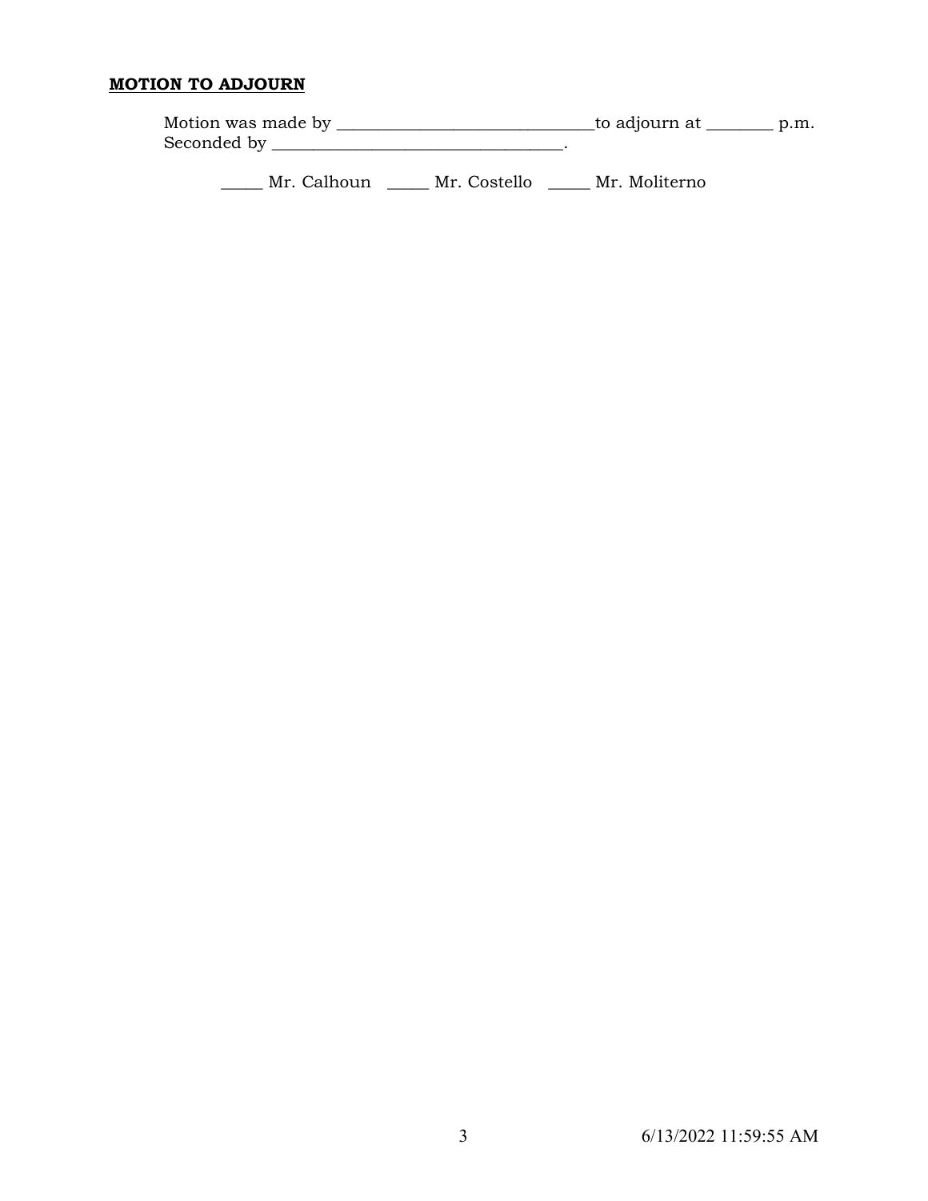**MOTION TO ADJOURN**

Motion was made by ______________________________to adjourn at ________ p.m.
Seconded by _________________________________.

_____ Mr. Calhoun _____ Mr. Costello _____ Mr. Moliterno